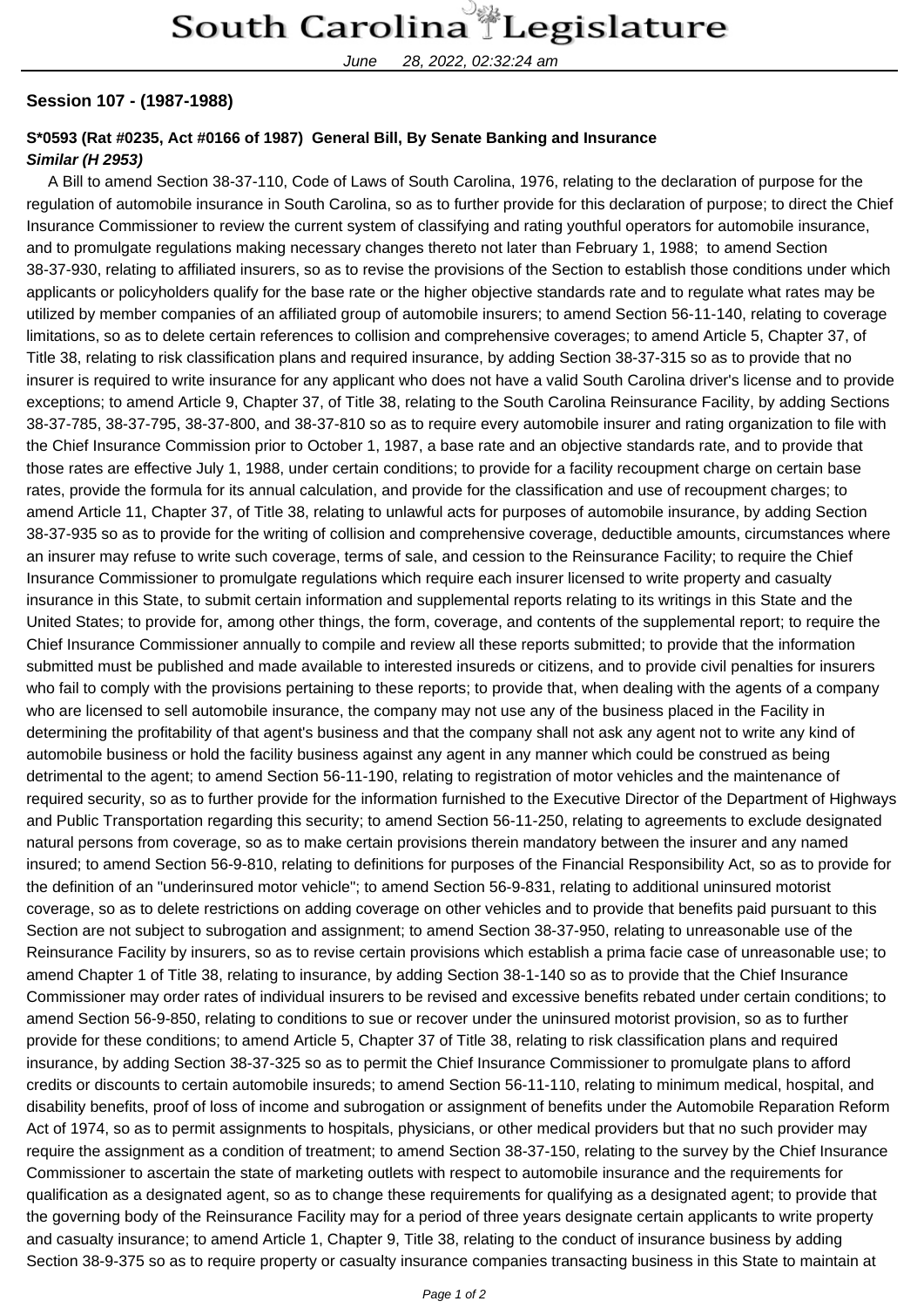**Session 107 - (1987-1988)**

**S*0593 (Rat #0235, Act #0166 of 1987) General Bill, By Senate Banking and Insurance**
***Similar (H 2953)***

A Bill to amend Section 38-37-110, Code of Laws of South Carolina, 1976, relating to the declaration of purpose for the regulation of automobile insurance in South Carolina, so as to further provide for this declaration of purpose; to direct the Chief Insurance Commissioner to review the current system of classifying and rating youthful operators for automobile insurance, and to promulgate regulations making necessary changes thereto not later than February 1, 1988; to amend Section 38-37-930, relating to affiliated insurers, so as to revise the provisions of the Section to establish those conditions under which applicants or policyholders qualify for the base rate or the higher objective standards rate and to regulate what rates may be utilized by member companies of an affiliated group of automobile insurers; to amend Section 56-11-140, relating to coverage limitations, so as to delete certain references to collision and comprehensive coverages; to amend Article 5, Chapter 37, of Title 38, relating to risk classification plans and required insurance, by adding Section 38-37-315 so as to provide that no insurer is required to write insurance for any applicant who does not have a valid South Carolina driver's license and to provide exceptions; to amend Article 9, Chapter 37, of Title 38, relating to the South Carolina Reinsurance Facility, by adding Sections 38-37-785, 38-37-795, 38-37-800, and 38-37-810 so as to require every automobile insurer and rating organization to file with the Chief Insurance Commission prior to October 1, 1987, a base rate and an objective standards rate, and to provide that those rates are effective July 1, 1988, under certain conditions; to provide for a facility recoupment charge on certain base rates, provide the formula for its annual calculation, and provide for the classification and use of recoupment charges; to amend Article 11, Chapter 37, of Title 38, relating to unlawful acts for purposes of automobile insurance, by adding Section 38-37-935 so as to provide for the writing of collision and comprehensive coverage, deductible amounts, circumstances where an insurer may refuse to write such coverage, terms of sale, and cession to the Reinsurance Facility; to require the Chief Insurance Commissioner to promulgate regulations which require each insurer licensed to write property and casualty insurance in this State, to submit certain information and supplemental reports relating to its writings in this State and the United States; to provide for, among other things, the form, coverage, and contents of the supplemental report; to require the Chief Insurance Commissioner annually to compile and review all these reports submitted; to provide that the information submitted must be published and made available to interested insureds or citizens, and to provide civil penalties for insurers who fail to comply with the provisions pertaining to these reports; to provide that, when dealing with the agents of a company who are licensed to sell automobile insurance, the company may not use any of the business placed in the Facility in determining the profitability of that agent's business and that the company shall not ask any agent not to write any kind of automobile business or hold the facility business against any agent in any manner which could be construed as being detrimental to the agent; to amend Section 56-11-190, relating to registration of motor vehicles and the maintenance of required security, so as to further provide for the information furnished to the Executive Director of the Department of Highways and Public Transportation regarding this security; to amend Section 56-11-250, relating to agreements to exclude designated natural persons from coverage, so as to make certain provisions therein mandatory between the insurer and any named insured; to amend Section 56-9-810, relating to definitions for purposes of the Financial Responsibility Act, so as to provide for the definition of an "underinsured motor vehicle"; to amend Section 56-9-831, relating to additional uninsured motorist coverage, so as to delete restrictions on adding coverage on other vehicles and to provide that benefits paid pursuant to this Section are not subject to subrogation and assignment; to amend Section 38-37-950, relating to unreasonable use of the Reinsurance Facility by insurers, so as to revise certain provisions which establish a prima facie case of unreasonable use; to amend Chapter 1 of Title 38, relating to insurance, by adding Section 38-1-140 so as to provide that the Chief Insurance Commissioner may order rates of individual insurers to be revised and excessive benefits rebated under certain conditions; to amend Section 56-9-850, relating to conditions to sue or recover under the uninsured motorist provision, so as to further provide for these conditions; to amend Article 5, Chapter 37 of Title 38, relating to risk classification plans and required insurance, by adding Section 38-37-325 so as to permit the Chief Insurance Commissioner to promulgate plans to afford credits or discounts to certain automobile insureds; to amend Section 56-11-110, relating to minimum medical, hospital, and disability benefits, proof of loss of income and subrogation or assignment of benefits under the Automobile Reparation Reform Act of 1974, so as to permit assignments to hospitals, physicians, or other medical providers but that no such provider may require the assignment as a condition of treatment; to amend Section 38-37-150, relating to the survey by the Chief Insurance Commissioner to ascertain the state of marketing outlets with respect to automobile insurance and the requirements for qualification as a designated agent, so as to change these requirements for qualifying as a designated agent; to provide that the governing body of the Reinsurance Facility may for a period of three years designate certain applicants to write property and casualty insurance; to amend Article 1, Chapter 9, Title 38, relating to the conduct of insurance business by adding Section 38-9-375 so as to require property or casualty insurance companies transacting business in this State to maintain at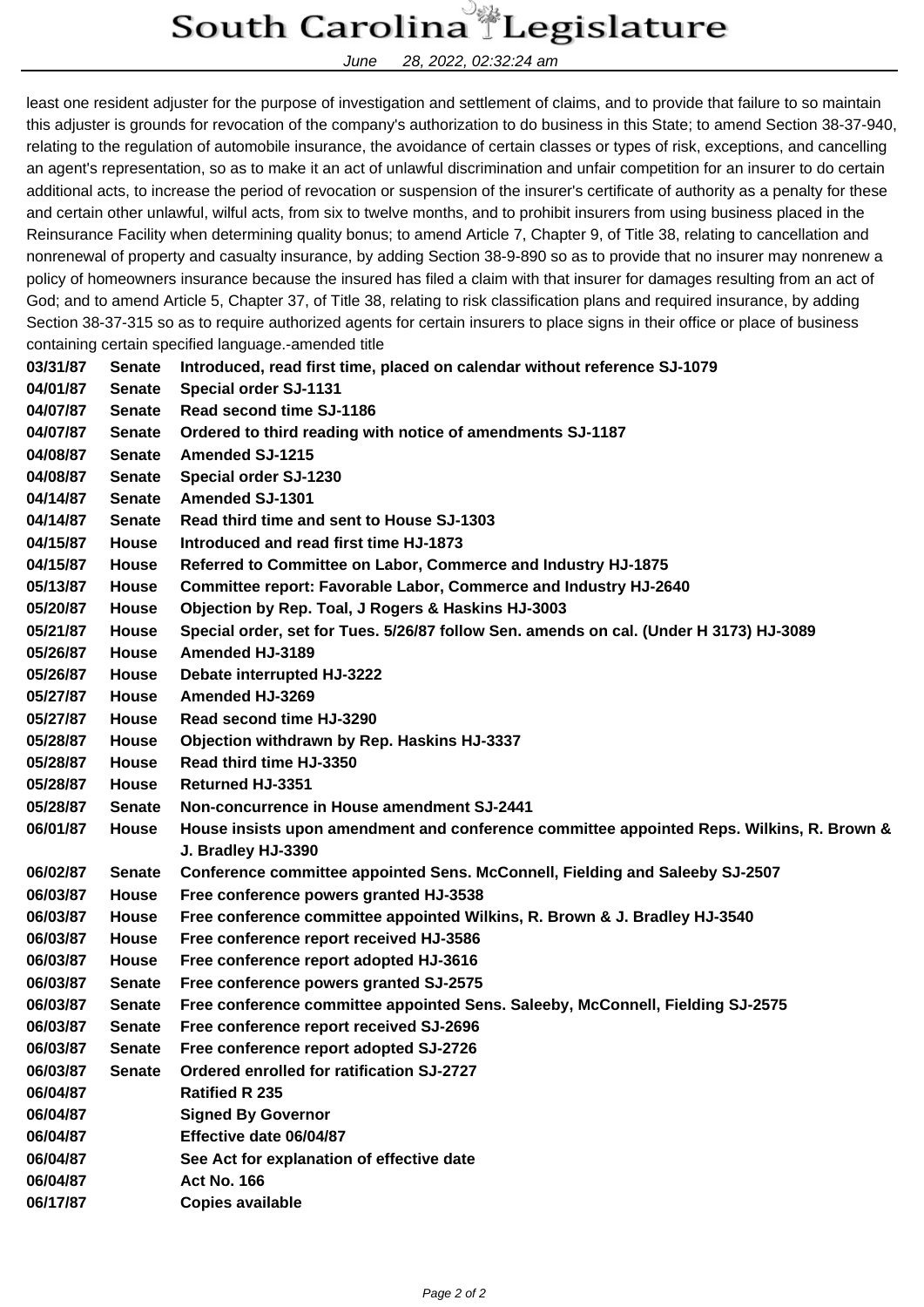least one resident adjuster for the purpose of investigation and settlement of claims, and to provide that failure to so maintain this adjuster is grounds for revocation of the company's authorization to do business in this State; to amend Section 38-37-940, relating to the regulation of automobile insurance, the avoidance of certain classes or types of risk, exceptions, and cancelling an agent's representation, so as to make it an act of unlawful discrimination and unfair competition for an insurer to do certain additional acts, to increase the period of revocation or suspension of the insurer's certificate of authority as a penalty for these and certain other unlawful, wilful acts, from six to twelve months, and to prohibit insurers from using business placed in the Reinsurance Facility when determining quality bonus; to amend Article 7, Chapter 9, of Title 38, relating to cancellation and nonrenewal of property and casualty insurance, by adding Section 38-9-890 so as to provide that no insurer may nonrenew a policy of homeowners insurance because the insured has filed a claim with that insurer for damages resulting from an act of God; and to amend Article 5, Chapter 37, of Title 38, relating to risk classification plans and required insurance, by adding Section 38-37-315 so as to require authorized agents for certain insurers to place signs in their office or place of business containing certain specified language.-amended title

| | | |
|---|---|---|
| **03/31/87** | **Senate** | **Introduced, read first time, placed on calendar without reference SJ-1079** |
| **04/01/87** | **Senate** | **Special order SJ-1131** |
| **04/07/87** | **Senate** | **Read second time SJ-1186** |
| **04/07/87** | **Senate** | **Ordered to third reading with notice of amendments SJ-1187** |
| **04/08/87** | **Senate** | **Amended SJ-1215** |
| **04/08/87** | **Senate** | **Special order SJ-1230** |
| **04/14/87** | **Senate** | **Amended SJ-1301** |
| **04/14/87** | **Senate** | **Read third time and sent to House SJ-1303** |
| **04/15/87** | **House** | **Introduced and read first time HJ-1873** |
| **04/15/87** | **House** | **Referred to Committee on Labor, Commerce and Industry HJ-1875** |
| **05/13/87** | **House** | **Committee report: Favorable Labor, Commerce and Industry HJ-2640** |
| **05/20/87** | **House** | **Objection by Rep. Toal, J Rogers & Haskins HJ-3003** |
| **05/21/87** | **House** | **Special order, set for Tues. 5/26/87 follow Sen. amends on cal. (Under H 3173) HJ-3089** |
| **05/26/87** | **House** | **Amended HJ-3189** |
| **05/26/87** | **House** | **Debate interrupted HJ-3222** |
| **05/27/87** | **House** | **Amended HJ-3269** |
| **05/27/87** | **House** | **Read second time HJ-3290** |
| **05/28/87** | **House** | **Objection withdrawn by Rep. Haskins HJ-3337** |
| **05/28/87** | **House** | **Read third time HJ-3350** |
| **05/28/87** | **House** | **Returned HJ-3351** |
| **05/28/87** | **Senate** | **Non-concurrence in House amendment SJ-2441** |
| **06/01/87** | **House** | **House insists upon amendment and conference committee appointed Reps. Wilkins, R. Brown & J. Bradley HJ-3390** |
| **06/02/87** | **Senate** | **Conference committee appointed Sens. McConnell, Fielding and Saleeby SJ-2507** |
| **06/03/87** | **House** | **Free conference powers granted HJ-3538** |
| **06/03/87** | **House** | **Free conference committee appointed Wilkins, R. Brown & J. Bradley HJ-3540** |
| **06/03/87** | **House** | **Free conference report received HJ-3586** |
| **06/03/87** | **House** | **Free conference report adopted HJ-3616** |
| **06/03/87** | **Senate** | **Free conference powers granted SJ-2575** |
| **06/03/87** | **Senate** | **Free conference committee appointed Sens. Saleeby, McConnell, Fielding SJ-2575** |
| **06/03/87** | **Senate** | **Free conference report received SJ-2696** |
| **06/03/87** | **Senate** | **Free conference report adopted SJ-2726** |
| **06/03/87** | **Senate** | **Ordered enrolled for ratification SJ-2727** |
| **06/04/87** | | **Ratified R 235** |
| **06/04/87** | | **Signed By Governor** |
| **06/04/87** | | **Effective date 06/04/87** |
| **06/04/87** | | **See Act for explanation of effective date** |
| **06/04/87** | | **Act No. 166** |
| **06/17/87** | | **Copies available** |